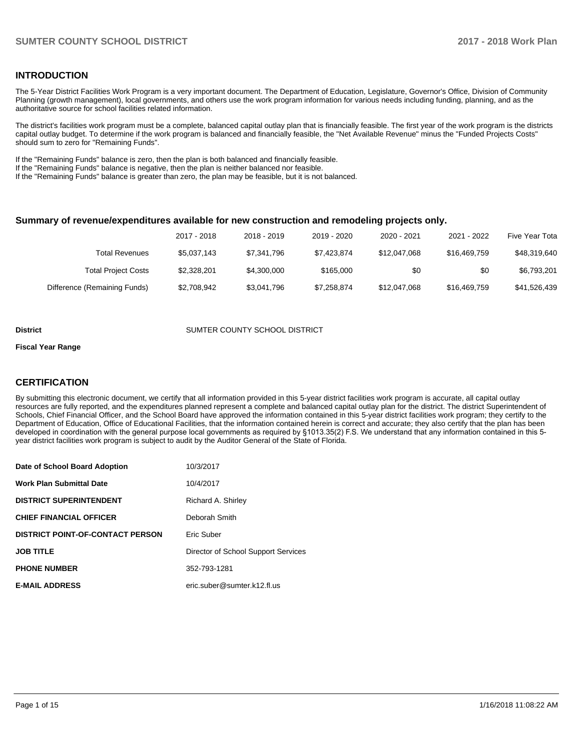## INTRODUCTION

The 5-Year District Facilities Work Program is a very important document. The Department of Education, Legislature, Governor's Office, Division of Community Planning (growth management), local governments, and others use the work program information for various needs including funding, planning, and as the authoritative source for school facilities related information.

The district's facilities work program must be a complete, balanced capital outlay plan that is financially feasible. The first year of the work program is the districts capital outlay budget. To determine if the work program is balanced and financially feasible, the "Net Available Revenue" minus the "Funded Projects Costs" should sum to zero for "Remaining Funds".

If the "Remaining Funds" balance is zero, then the plan is both balanced and financially feasible.
If the "Remaining Funds" balance is negative, then the plan is neither balanced nor feasible.
If the "Remaining Funds" balance is greater than zero, the plan may be feasible, but it is not balanced.

### Summary of revenue/expenditures available for new construction and remodeling projects only.

| | 2017 - 2018 | 2018 - 2019 | 2019 - 2020 | 2020 - 2021 | 2021 - 2022 | Five Year Tota |
|---|---|---|---|---|---|---|
| Total Revenues | $5,037,143 | $7,341,796 | $7,423,874 | $12,047,068 | $16,469,759 | $48,319,640 |
| Total Project Costs | $2,328,201 | $4,300,000 | $165,000 | $0 | $0 | $6,793,201 |
| Difference (Remaining Funds) | $2,708,942 | $3,041,796 | $7,258,874 | $12,047,068 | $16,469,759 | $41,526,439 |

**District** SUMTER COUNTY SCHOOL DISTRICT

**Fiscal Year Range**

## CERTIFICATION

By submitting this electronic document, we certify that all information provided in this 5-year district facilities work program is accurate, all capital outlay resources are fully reported, and the expenditures planned represent a complete and balanced capital outlay plan for the district. The district Superintendent of Schools, Chief Financial Officer, and the School Board have approved the information contained in this 5-year district facilities work program; they certify to the Department of Education, Office of Educational Facilities, that the information contained herein is correct and accurate; they also certify that the plan has been developed in coordination with the general purpose local governments as required by §1013.35(2) F.S. We understand that any information contained in this 5-year district facilities work program is subject to audit by the Auditor General of the State of Florida.

| | |
|---|---|
| **Date of School Board Adoption** | 10/3/2017 |
| **Work Plan Submittal Date** | 10/4/2017 |
| **DISTRICT SUPERINTENDENT** | Richard A. Shirley |
| **CHIEF FINANCIAL OFFICER** | Deborah Smith |
| **DISTRICT POINT-OF-CONTACT PERSON** | Eric Suber |
| **JOB TITLE** | Director of School Support Services |
| **PHONE NUMBER** | 352-793-1281 |
| **E-MAIL ADDRESS** | eric.suber@sumter.k12.fl.us |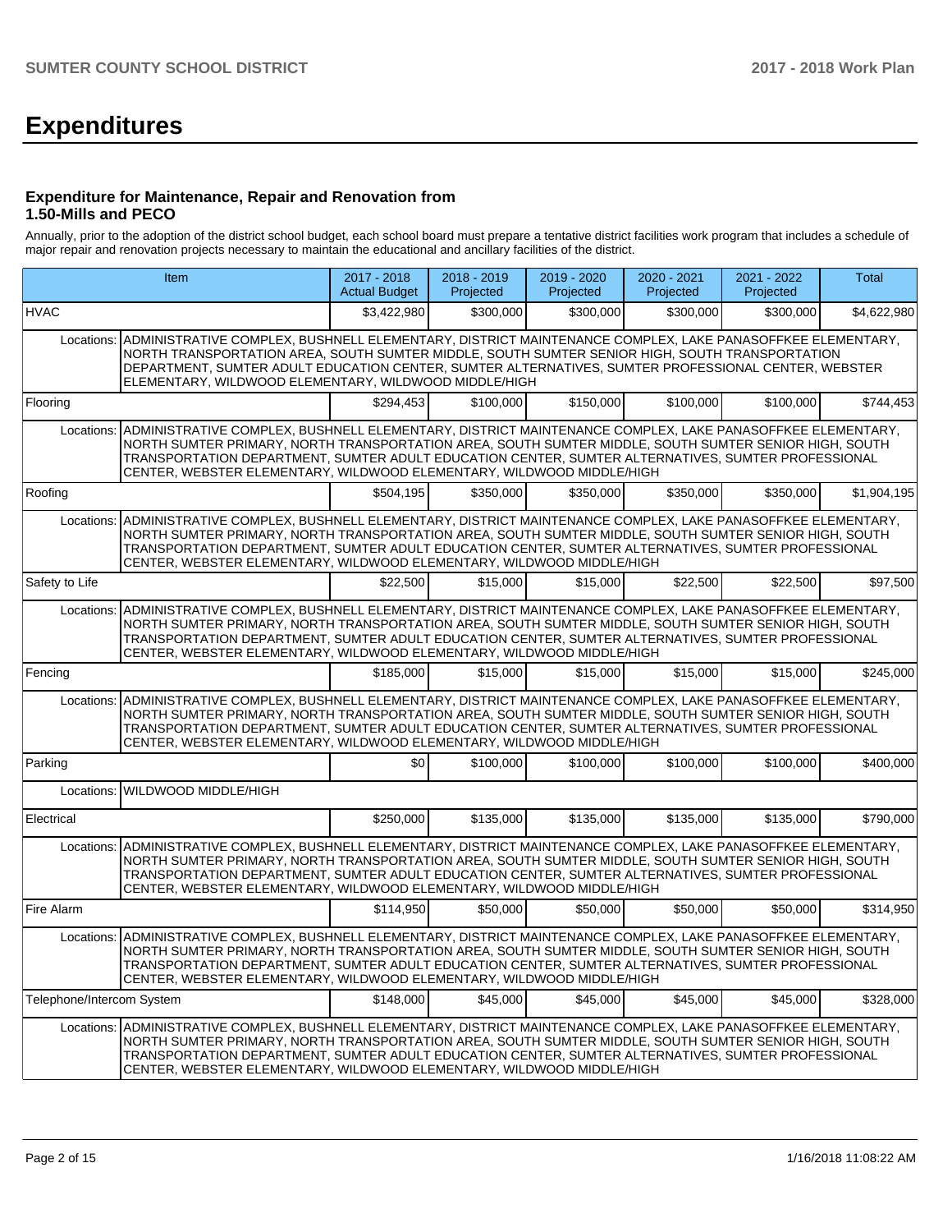# Expenditures

### Expenditure for Maintenance, Repair and Renovation from 1.50-Mills and PECO

Annually, prior to the adoption of the district school budget, each school board must prepare a tentative district facilities work program that includes a schedule of major repair and renovation projects necessary to maintain the educational and ancillary facilities of the district.

| Item | | 2017 - 2018 Actual Budget | 2018 - 2019 Projected | 2019 - 2020 Projected | 2020 - 2021 Projected | 2021 - 2022 Projected | Total |
|---|---|---|---|---|---|---|---|
| HVAC | | $3,422,980 | $300,000 | $300,000 | $300,000 | $300,000 | $4,622,980 |
| Locations: | ADMINISTRATIVE COMPLEX, BUSHNELL ELEMENTARY, DISTRICT MAINTENANCE COMPLEX, LAKE PANASOFFKEE ELEMENTARY, NORTH TRANSPORTATION AREA, SOUTH SUMTER MIDDLE, SOUTH SUMTER SENIOR HIGH, SOUTH TRANSPORTATION DEPARTMENT, SUMTER ADULT EDUCATION CENTER, SUMTER ALTERNATIVES, SUMTER PROFESSIONAL CENTER, WEBSTER ELEMENTARY, WILDWOOD ELEMENTARY, WILDWOOD MIDDLE/HIGH | | | | | | |
| Flooring | | $294,453 | $100,000 | $150,000 | $100,000 | $100,000 | $744,453 |
| Locations: | ADMINISTRATIVE COMPLEX, BUSHNELL ELEMENTARY, DISTRICT MAINTENANCE COMPLEX, LAKE PANASOFFKEE ELEMENTARY, NORTH SUMTER PRIMARY, NORTH TRANSPORTATION AREA, SOUTH SUMTER MIDDLE, SOUTH SUMTER SENIOR HIGH, SOUTH TRANSPORTATION DEPARTMENT, SUMTER ADULT EDUCATION CENTER, SUMTER ALTERNATIVES, SUMTER PROFESSIONAL CENTER, WEBSTER ELEMENTARY, WILDWOOD ELEMENTARY, WILDWOOD MIDDLE/HIGH | | | | | | |
| Roofing | | $504,195 | $350,000 | $350,000 | $350,000 | $350,000 | $1,904,195 |
| Locations: | ADMINISTRATIVE COMPLEX, BUSHNELL ELEMENTARY, DISTRICT MAINTENANCE COMPLEX, LAKE PANASOFFKEE ELEMENTARY, NORTH SUMTER PRIMARY, NORTH TRANSPORTATION AREA, SOUTH SUMTER MIDDLE, SOUTH SUMTER SENIOR HIGH, SOUTH TRANSPORTATION DEPARTMENT, SUMTER ADULT EDUCATION CENTER, SUMTER ALTERNATIVES, SUMTER PROFESSIONAL CENTER, WEBSTER ELEMENTARY, WILDWOOD ELEMENTARY, WILDWOOD MIDDLE/HIGH | | | | | | |
| Safety to Life | | $22,500 | $15,000 | $15,000 | $22,500 | $22,500 | $97,500 |
| Locations: | ADMINISTRATIVE COMPLEX, BUSHNELL ELEMENTARY, DISTRICT MAINTENANCE COMPLEX, LAKE PANASOFFKEE ELEMENTARY, NORTH SUMTER PRIMARY, NORTH TRANSPORTATION AREA, SOUTH SUMTER MIDDLE, SOUTH SUMTER SENIOR HIGH, SOUTH TRANSPORTATION DEPARTMENT, SUMTER ADULT EDUCATION CENTER, SUMTER ALTERNATIVES, SUMTER PROFESSIONAL CENTER, WEBSTER ELEMENTARY, WILDWOOD ELEMENTARY, WILDWOOD MIDDLE/HIGH | | | | | | |
| Fencing | | $185,000 | $15,000 | $15,000 | $15,000 | $15,000 | $245,000 |
| Locations: | ADMINISTRATIVE COMPLEX, BUSHNELL ELEMENTARY, DISTRICT MAINTENANCE COMPLEX, LAKE PANASOFFKEE ELEMENTARY, NORTH SUMTER PRIMARY, NORTH TRANSPORTATION AREA, SOUTH SUMTER MIDDLE, SOUTH SUMTER SENIOR HIGH, SOUTH TRANSPORTATION DEPARTMENT, SUMTER ADULT EDUCATION CENTER, SUMTER ALTERNATIVES, SUMTER PROFESSIONAL CENTER, WEBSTER ELEMENTARY, WILDWOOD ELEMENTARY, WILDWOOD MIDDLE/HIGH | | | | | | |
| Parking | | $0 | $100,000 | $100,000 | $100,000 | $100,000 | $400,000 |
| Locations: | WILDWOOD MIDDLE/HIGH | | | | | | |
| Electrical | | $250,000 | $135,000 | $135,000 | $135,000 | $135,000 | $790,000 |
| Locations: | ADMINISTRATIVE COMPLEX, BUSHNELL ELEMENTARY, DISTRICT MAINTENANCE COMPLEX, LAKE PANASOFFKEE ELEMENTARY, NORTH SUMTER PRIMARY, NORTH TRANSPORTATION AREA, SOUTH SUMTER MIDDLE, SOUTH SUMTER SENIOR HIGH, SOUTH TRANSPORTATION DEPARTMENT, SUMTER ADULT EDUCATION CENTER, SUMTER ALTERNATIVES, SUMTER PROFESSIONAL CENTER, WEBSTER ELEMENTARY, WILDWOOD ELEMENTARY, WILDWOOD MIDDLE/HIGH | | | | | | |
| Fire Alarm | | $114,950 | $50,000 | $50,000 | $50,000 | $50,000 | $314,950 |
| Locations: | ADMINISTRATIVE COMPLEX, BUSHNELL ELEMENTARY, DISTRICT MAINTENANCE COMPLEX, LAKE PANASOFFKEE ELEMENTARY, NORTH SUMTER PRIMARY, NORTH TRANSPORTATION AREA, SOUTH SUMTER MIDDLE, SOUTH SUMTER SENIOR HIGH, SOUTH TRANSPORTATION DEPARTMENT, SUMTER ADULT EDUCATION CENTER, SUMTER ALTERNATIVES, SUMTER PROFESSIONAL CENTER, WEBSTER ELEMENTARY, WILDWOOD ELEMENTARY, WILDWOOD MIDDLE/HIGH | | | | | | |
| Telephone/Intercom System | | $148,000 | $45,000 | $45,000 | $45,000 | $45,000 | $328,000 |
| Locations: | ADMINISTRATIVE COMPLEX, BUSHNELL ELEMENTARY, DISTRICT MAINTENANCE COMPLEX, LAKE PANASOFFKEE ELEMENTARY, NORTH SUMTER PRIMARY, NORTH TRANSPORTATION AREA, SOUTH SUMTER MIDDLE, SOUTH SUMTER SENIOR HIGH, SOUTH TRANSPORTATION DEPARTMENT, SUMTER ADULT EDUCATION CENTER, SUMTER ALTERNATIVES, SUMTER PROFESSIONAL CENTER, WEBSTER ELEMENTARY, WILDWOOD ELEMENTARY, WILDWOOD MIDDLE/HIGH | | | | | | |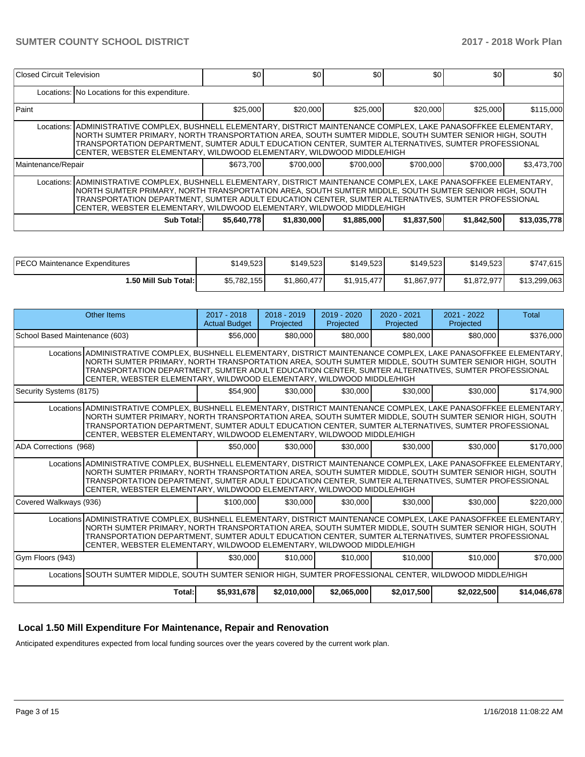| | | | | | | |
|---|---|---|---|---|---|---|
| Closed Circuit Television | $0 | $0 | $0 | $0 | $0 | $0 |
| Locations: No Locations for this expenditure. | | | | | | |
| Paint | $25,000 | $20,000 | $25,000 | $20,000 | $25,000 | $115,000 |
| Locations: ADMINISTRATIVE COMPLEX, BUSHNELL ELEMENTARY, DISTRICT MAINTENANCE COMPLEX, LAKE PANASOFFKEE ELEMENTARY, NORTH SUMTER PRIMARY, NORTH TRANSPORTATION AREA, SOUTH SUMTER MIDDLE, SOUTH SUMTER SENIOR HIGH, SOUTH TRANSPORTATION DEPARTMENT, SUMTER ADULT EDUCATION CENTER, SUMTER ALTERNATIVES, SUMTER PROFESSIONAL CENTER, WEBSTER ELEMENTARY, WILDWOOD ELEMENTARY, WILDWOOD MIDDLE/HIGH | | | | | | |
| Maintenance/Repair | $673,700 | $700,000 | $700,000 | $700,000 | $700,000 | $3,473,700 |
| Locations: ADMINISTRATIVE COMPLEX, BUSHNELL ELEMENTARY, DISTRICT MAINTENANCE COMPLEX, LAKE PANASOFFKEE ELEMENTARY, NORTH SUMTER PRIMARY, NORTH TRANSPORTATION AREA, SOUTH SUMTER MIDDLE, SOUTH SUMTER SENIOR HIGH, SOUTH TRANSPORTATION DEPARTMENT, SUMTER ADULT EDUCATION CENTER, SUMTER ALTERNATIVES, SUMTER PROFESSIONAL CENTER, WEBSTER ELEMENTARY, WILDWOOD ELEMENTARY, WILDWOOD MIDDLE/HIGH | | | | | | |
| **Sub Total:** | **$5,640,778** | **$1,830,000** | **$1,885,000** | **$1,837,500** | **$1,842,500** | **$13,035,778** |

| | | | | | | |
|---|---|---|---|---|---|---|
| PECO Maintenance Expenditures | $149,523 | $149,523 | $149,523 | $149,523 | $149,523 | $747,615 |
| **1.50 Mill Sub Total:** | $5,782,155 | $1,860,477 | $1,915,477 | $1,867,977 | $1,872,977 | $13,299,063 |

| Other Items | 2017 - 2018 Actual Budget | 2018 - 2019 Projected | 2019 - 2020 Projected | 2020 - 2021 Projected | 2021 - 2022 Projected | Total |
|---|---|---|---|---|---|---|
| School Based Maintenance (603) | $56,000 | $80,000 | $80,000 | $80,000 | $80,000 | $376,000 |
| Locations ADMINISTRATIVE COMPLEX, BUSHNELL ELEMENTARY, DISTRICT MAINTENANCE COMPLEX, LAKE PANASOFFKEE ELEMENTARY, NORTH SUMTER PRIMARY, NORTH TRANSPORTATION AREA, SOUTH SUMTER MIDDLE, SOUTH SUMTER SENIOR HIGH, SOUTH TRANSPORTATION DEPARTMENT, SUMTER ADULT EDUCATION CENTER, SUMTER ALTERNATIVES, SUMTER PROFESSIONAL CENTER, WEBSTER ELEMENTARY, WILDWOOD ELEMENTARY, WILDWOOD MIDDLE/HIGH | | | | | | |
| Security Systems (8175) | $54,900 | $30,000 | $30,000 | $30,000 | $30,000 | $174,900 |
| Locations ADMINISTRATIVE COMPLEX, BUSHNELL ELEMENTARY, DISTRICT MAINTENANCE COMPLEX, LAKE PANASOFFKEE ELEMENTARY, NORTH SUMTER PRIMARY, NORTH TRANSPORTATION AREA, SOUTH SUMTER MIDDLE, SOUTH SUMTER SENIOR HIGH, SOUTH TRANSPORTATION DEPARTMENT, SUMTER ADULT EDUCATION CENTER, SUMTER ALTERNATIVES, SUMTER PROFESSIONAL CENTER, WEBSTER ELEMENTARY, WILDWOOD ELEMENTARY, WILDWOOD MIDDLE/HIGH | | | | | | |
| ADA Corrections (968) | $50,000 | $30,000 | $30,000 | $30,000 | $30,000 | $170,000 |
| Locations ADMINISTRATIVE COMPLEX, BUSHNELL ELEMENTARY, DISTRICT MAINTENANCE COMPLEX, LAKE PANASOFFKEE ELEMENTARY, NORTH SUMTER PRIMARY, NORTH TRANSPORTATION AREA, SOUTH SUMTER MIDDLE, SOUTH SUMTER SENIOR HIGH, SOUTH TRANSPORTATION DEPARTMENT, SUMTER ADULT EDUCATION CENTER, SUMTER ALTERNATIVES, SUMTER PROFESSIONAL CENTER, WEBSTER ELEMENTARY, WILDWOOD ELEMENTARY, WILDWOOD MIDDLE/HIGH | | | | | | |
| Covered Walkways (936) | $100,000 | $30,000 | $30,000 | $30,000 | $30,000 | $220,000 |
| Locations ADMINISTRATIVE COMPLEX, BUSHNELL ELEMENTARY, DISTRICT MAINTENANCE COMPLEX, LAKE PANASOFFKEE ELEMENTARY, NORTH SUMTER PRIMARY, NORTH TRANSPORTATION AREA, SOUTH SUMTER MIDDLE, SOUTH SUMTER SENIOR HIGH, SOUTH TRANSPORTATION DEPARTMENT, SUMTER ADULT EDUCATION CENTER, SUMTER ALTERNATIVES, SUMTER PROFESSIONAL CENTER, WEBSTER ELEMENTARY, WILDWOOD ELEMENTARY, WILDWOOD MIDDLE/HIGH | | | | | | |
| Gym Floors (943) | $30,000 | $10,000 | $10,000 | $10,000 | $10,000 | $70,000 |
| Locations SOUTH SUMTER MIDDLE, SOUTH SUMTER SENIOR HIGH, SUMTER PROFESSIONAL CENTER, WILDWOOD MIDDLE/HIGH | | | | | | |
| **Total:** | **$5,931,678** | **$2,010,000** | **$2,065,000** | **$2,017,500** | **$2,022,500** | **$14,046,678** |

## Local 1.50 Mill Expenditure For Maintenance, Repair and Renovation

Anticipated expenditures expected from local funding sources over the years covered by the current work plan.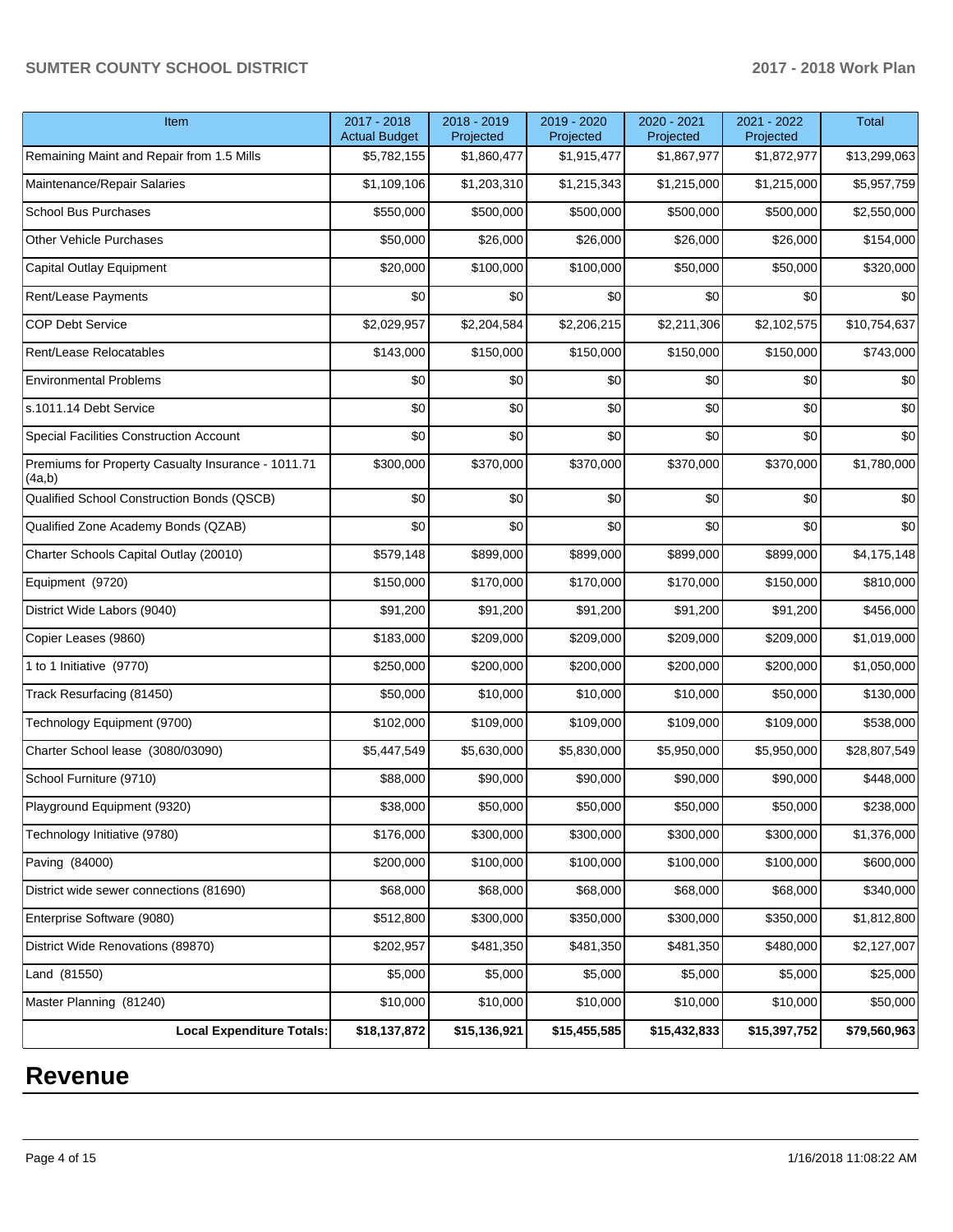| Item | 2017 - 2018 Actual Budget | 2018 - 2019 Projected | 2019 - 2020 Projected | 2020 - 2021 Projected | 2021 - 2022 Projected | Total |
|---|---|---|---|---|---|---|
| Remaining Maint and Repair from 1.5 Mills | $5,782,155 | $1,860,477 | $1,915,477 | $1,867,977 | $1,872,977 | $13,299,063 |
| Maintenance/Repair Salaries | $1,109,106 | $1,203,310 | $1,215,343 | $1,215,000 | $1,215,000 | $5,957,759 |
| School Bus Purchases | $550,000 | $500,000 | $500,000 | $500,000 | $500,000 | $2,550,000 |
| Other Vehicle Purchases | $50,000 | $26,000 | $26,000 | $26,000 | $26,000 | $154,000 |
| Capital Outlay Equipment | $20,000 | $100,000 | $100,000 | $50,000 | $50,000 | $320,000 |
| Rent/Lease Payments | $0 | $0 | $0 | $0 | $0 | $0 |
| COP Debt Service | $2,029,957 | $2,204,584 | $2,206,215 | $2,211,306 | $2,102,575 | $10,754,637 |
| Rent/Lease Relocatables | $143,000 | $150,000 | $150,000 | $150,000 | $150,000 | $743,000 |
| Environmental Problems | $0 | $0 | $0 | $0 | $0 | $0 |
| s.1011.14 Debt Service | $0 | $0 | $0 | $0 | $0 | $0 |
| Special Facilities Construction Account | $0 | $0 | $0 | $0 | $0 | $0 |
| Premiums for Property Casualty Insurance - 1011.71 (4a,b) | $300,000 | $370,000 | $370,000 | $370,000 | $370,000 | $1,780,000 |
| Qualified School Construction Bonds (QSCB) | $0 | $0 | $0 | $0 | $0 | $0 |
| Qualified Zone Academy Bonds (QZAB) | $0 | $0 | $0 | $0 | $0 | $0 |
| Charter Schools Capital Outlay (20010) | $579,148 | $899,000 | $899,000 | $899,000 | $899,000 | $4,175,148 |
| Equipment (9720) | $150,000 | $170,000 | $170,000 | $170,000 | $150,000 | $810,000 |
| District Wide Labors (9040) | $91,200 | $91,200 | $91,200 | $91,200 | $91,200 | $456,000 |
| Copier Leases (9860) | $183,000 | $209,000 | $209,000 | $209,000 | $209,000 | $1,019,000 |
| 1 to 1 Initiative (9770) | $250,000 | $200,000 | $200,000 | $200,000 | $200,000 | $1,050,000 |
| Track Resurfacing (81450) | $50,000 | $10,000 | $10,000 | $10,000 | $50,000 | $130,000 |
| Technology Equipment (9700) | $102,000 | $109,000 | $109,000 | $109,000 | $109,000 | $538,000 |
| Charter School lease (3080/03090) | $5,447,549 | $5,630,000 | $5,830,000 | $5,950,000 | $5,950,000 | $28,807,549 |
| School Furniture (9710) | $88,000 | $90,000 | $90,000 | $90,000 | $90,000 | $448,000 |
| Playground Equipment (9320) | $38,000 | $50,000 | $50,000 | $50,000 | $50,000 | $238,000 |
| Technology Initiative (9780) | $176,000 | $300,000 | $300,000 | $300,000 | $300,000 | $1,376,000 |
| Paving (84000) | $200,000 | $100,000 | $100,000 | $100,000 | $100,000 | $600,000 |
| District wide sewer connections (81690) | $68,000 | $68,000 | $68,000 | $68,000 | $68,000 | $340,000 |
| Enterprise Software (9080) | $512,800 | $300,000 | $350,000 | $300,000 | $350,000 | $1,812,800 |
| District Wide Renovations (89870) | $202,957 | $481,350 | $481,350 | $481,350 | $480,000 | $2,127,007 |
| Land (81550) | $5,000 | $5,000 | $5,000 | $5,000 | $5,000 | $25,000 |
| Master Planning (81240) | $10,000 | $10,000 | $10,000 | $10,000 | $10,000 | $50,000 |
| **Local Expenditure Totals:** | **$18,137,872** | **$15,136,921** | **$15,455,585** | **$15,432,833** | **$15,397,752** | **$79,560,963** |

# Revenue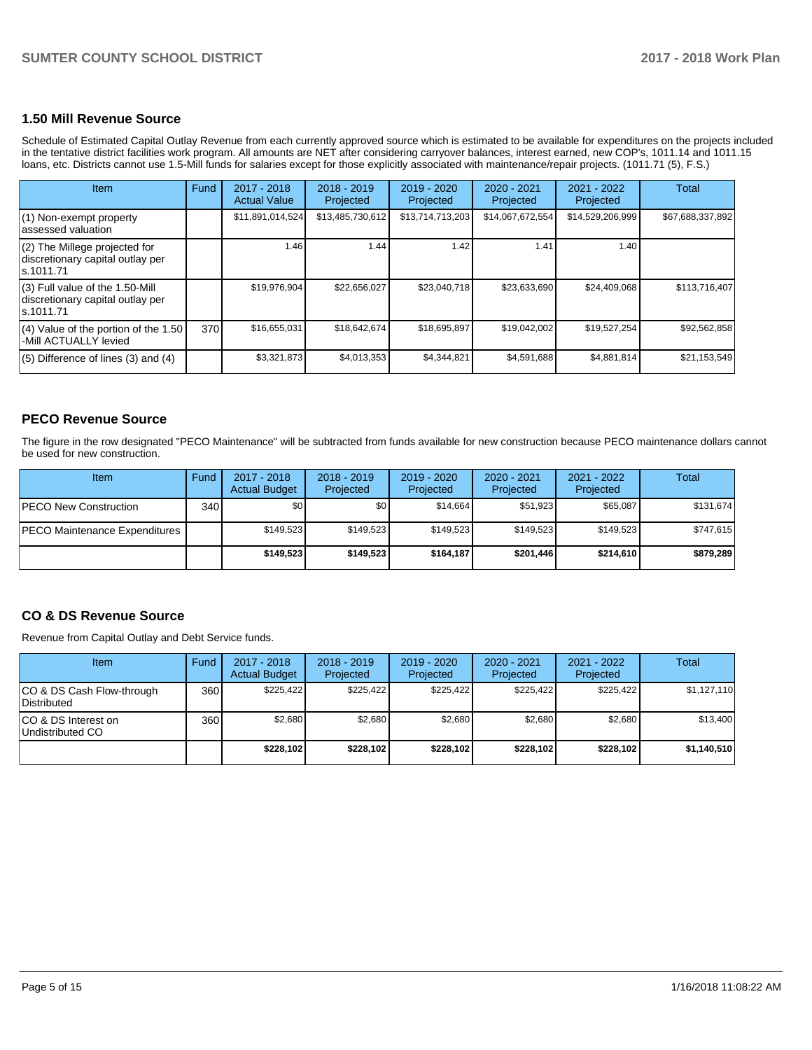## 1.50 Mill Revenue Source

Schedule of Estimated Capital Outlay Revenue from each currently approved source which is estimated to be available for expenditures on the projects included in the tentative district facilities work program. All amounts are NET after considering carryover balances, interest earned, new COP's, 1011.14 and 1011.15 loans, etc. Districts cannot use 1.5-Mill funds for salaries except for those explicitly associated with maintenance/repair projects. (1011.71 (5), F.S.)

| Item | Fund | 2017 - 2018 Actual Value | 2018 - 2019 Projected | 2019 - 2020 Projected | 2020 - 2021 Projected | 2021 - 2022 Projected | Total |
|---|---|---|---|---|---|---|---|
| (1) Non-exempt property assessed valuation | | $11,891,014,524 | $13,485,730,612 | $13,714,713,203 | $14,067,672,554 | $14,529,206,999 | $67,688,337,892 |
| (2) The Millege projected for discretionary capital outlay per s.1011.71 | | 1.46 | 1.44 | 1.42 | 1.41 | 1.40 | |
| (3) Full value of the 1.50-Mill discretionary capital outlay per s.1011.71 | | $19,976,904 | $22,656,027 | $23,040,718 | $23,633,690 | $24,409,068 | $113,716,407 |
| (4) Value of the portion of the 1.50 -Mill ACTUALLY levied | 370 | $16,655,031 | $18,642,674 | $18,695,897 | $19,042,002 | $19,527,254 | $92,562,858 |
| (5) Difference of lines (3) and (4) | | $3,321,873 | $4,013,353 | $4,344,821 | $4,591,688 | $4,881,814 | $21,153,549 |

## PECO Revenue Source

The figure in the row designated "PECO Maintenance" will be subtracted from funds available for new construction because PECO maintenance dollars cannot be used for new construction.

| Item | Fund | 2017 - 2018 Actual Budget | 2018 - 2019 Projected | 2019 - 2020 Projected | 2020 - 2021 Projected | 2021 - 2022 Projected | Total |
|---|---|---|---|---|---|---|---|
| PECO New Construction | 340 | $0 | $0 | $14,664 | $51,923 | $65,087 | $131,674 |
| PECO Maintenance Expenditures | | $149,523 | $149,523 | $149,523 | $149,523 | $149,523 | $747,615 |
| | | **$149,523** | **$149,523** | **$164,187** | **$201,446** | **$214,610** | **$879,289** |

## CO & DS Revenue Source

Revenue from Capital Outlay and Debt Service funds.

| Item | Fund | 2017 - 2018 Actual Budget | 2018 - 2019 Projected | 2019 - 2020 Projected | 2020 - 2021 Projected | 2021 - 2022 Projected | Total |
|---|---|---|---|---|---|---|---|
| CO & DS Cash Flow-through Distributed | 360 | $225,422 | $225,422 | $225,422 | $225,422 | $225,422 | $1,127,110 |
| CO & DS Interest on Undistributed CO | 360 | $2,680 | $2,680 | $2,680 | $2,680 | $2,680 | $13,400 |
| | | **$228,102** | **$228,102** | **$228,102** | **$228,102** | **$228,102** | **$1,140,510** |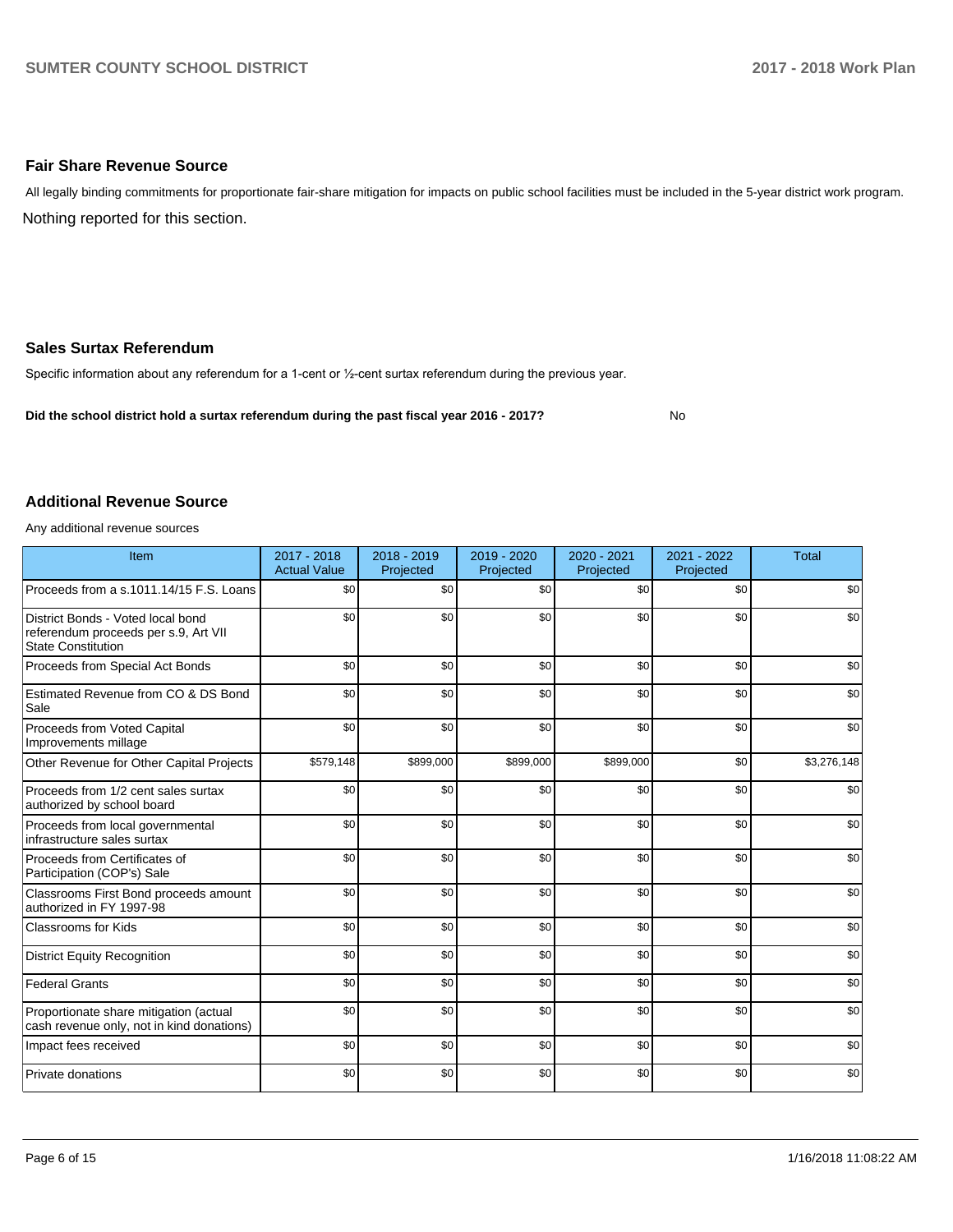## Fair Share Revenue Source

All legally binding commitments for proportionate fair-share mitigation for impacts on public school facilities must be included in the 5-year district work program.

Nothing reported for this section.

## Sales Surtax Referendum

Specific information about any referendum for a 1-cent or ½-cent surtax referendum during the previous year.

**Did the school district hold a surtax referendum during the past fiscal year 2016 - 2017?** No

## Additional Revenue Source

Any additional revenue sources

| Item | 2017 - 2018 Actual Value | 2018 - 2019 Projected | 2019 - 2020 Projected | 2020 - 2021 Projected | 2021 - 2022 Projected | Total |
|---|---|---|---|---|---|---|
| Proceeds from a s.1011.14/15 F.S. Loans | $0 | $0 | $0 | $0 | $0 | $0 |
| District Bonds - Voted local bond referendum proceeds per s.9, Art VII State Constitution | $0 | $0 | $0 | $0 | $0 | $0 |
| Proceeds from Special Act Bonds | $0 | $0 | $0 | $0 | $0 | $0 |
| Estimated Revenue from CO & DS Bond Sale | $0 | $0 | $0 | $0 | $0 | $0 |
| Proceeds from Voted Capital Improvements millage | $0 | $0 | $0 | $0 | $0 | $0 |
| Other Revenue for Other Capital Projects | $579,148 | $899,000 | $899,000 | $899,000 | $0 | $3,276,148 |
| Proceeds from 1/2 cent sales surtax authorized by school board | $0 | $0 | $0 | $0 | $0 | $0 |
| Proceeds from local governmental infrastructure sales surtax | $0 | $0 | $0 | $0 | $0 | $0 |
| Proceeds from Certificates of Participation (COP's) Sale | $0 | $0 | $0 | $0 | $0 | $0 |
| Classrooms First Bond proceeds amount authorized in FY 1997-98 | $0 | $0 | $0 | $0 | $0 | $0 |
| Classrooms for Kids | $0 | $0 | $0 | $0 | $0 | $0 |
| District Equity Recognition | $0 | $0 | $0 | $0 | $0 | $0 |
| Federal Grants | $0 | $0 | $0 | $0 | $0 | $0 |
| Proportionate share mitigation (actual cash revenue only, not in kind donations) | $0 | $0 | $0 | $0 | $0 | $0 |
| Impact fees received | $0 | $0 | $0 | $0 | $0 | $0 |
| Private donations | $0 | $0 | $0 | $0 | $0 | $0 |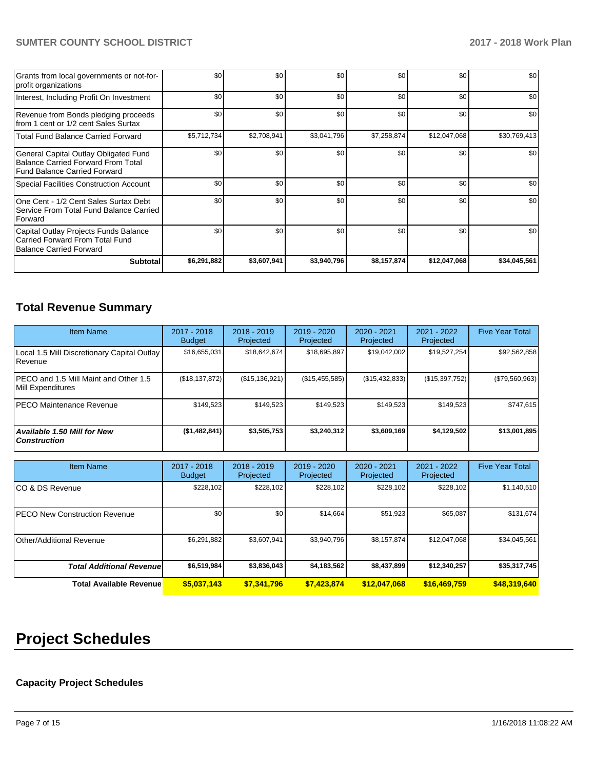| | | | | | | |
|---|---|---|---|---|---|---|
| Grants from local governments or not-for-profit organizations | $0 | $0 | $0 | $0 | $0 | $0 |
| Interest, Including Profit On Investment | $0 | $0 | $0 | $0 | $0 | $0 |
| Revenue from Bonds pledging proceeds from 1 cent or 1/2 cent Sales Surtax | $0 | $0 | $0 | $0 | $0 | $0 |
| Total Fund Balance Carried Forward | $5,712,734 | $2,708,941 | $3,041,796 | $7,258,874 | $12,047,068 | $30,769,413 |
| General Capital Outlay Obligated Fund Balance Carried Forward From Total Fund Balance Carried Forward | $0 | $0 | $0 | $0 | $0 | $0 |
| Special Facilities Construction Account | $0 | $0 | $0 | $0 | $0 | $0 |
| One Cent - 1/2 Cent Sales Surtax Debt Service From Total Fund Balance Carried Forward | $0 | $0 | $0 | $0 | $0 | $0 |
| Capital Outlay Projects Funds Balance Carried Forward From Total Fund Balance Carried Forward | $0 | $0 | $0 | $0 | $0 | $0 |
| **Subtotal** | **$6,291,882** | **$3,607,941** | **$3,940,796** | **$8,157,874** | **$12,047,068** | **$34,045,561** |

## Total Revenue Summary

| Item Name | 2017 - 2018 Budget | 2018 - 2019 Projected | 2019 - 2020 Projected | 2020 - 2021 Projected | 2021 - 2022 Projected | Five Year Total |
|---|---|---|---|---|---|---|
| Local 1.5 Mill Discretionary Capital Outlay Revenue | $16,655,031 | $18,642,674 | $18,695,897 | $19,042,002 | $19,527,254 | $92,562,858 |
| PECO and 1.5 Mill Maint and Other 1.5 Mill Expenditures | ($18,137,872) | ($15,136,921) | ($15,455,585) | ($15,432,833) | ($15,397,752) | ($79,560,963) |
| PECO Maintenance Revenue | $149,523 | $149,523 | $149,523 | $149,523 | $149,523 | $747,615 |
| ***Available 1.50 Mill for New Construction*** | **($1,482,841)** | **$3,505,753** | **$3,240,312** | **$3,609,169** | **$4,129,502** | **$13,001,895** |

| Item Name | 2017 - 2018 Budget | 2018 - 2019 Projected | 2019 - 2020 Projected | 2020 - 2021 Projected | 2021 - 2022 Projected | Five Year Total |
|---|---|---|---|---|---|---|
| CO & DS Revenue | $228,102 | $228,102 | $228,102 | $228,102 | $228,102 | $1,140,510 |
| PECO New Construction Revenue | $0 | $0 | $14,664 | $51,923 | $65,087 | $131,674 |
| Other/Additional Revenue | $6,291,882 | $3,607,941 | $3,940,796 | $8,157,874 | $12,047,068 | $34,045,561 |
| ***Total Additional Revenue*** | **$6,519,984** | **$3,836,043** | **$4,183,562** | **$8,437,899** | **$12,340,257** | **$35,317,745** |
| **Total Available Revenue** | **$5,037,143** | **$7,341,796** | **$7,423,874** | **$12,047,068** | **$16,469,759** | **$48,319,640** |

# Project Schedules

### Capacity Project Schedules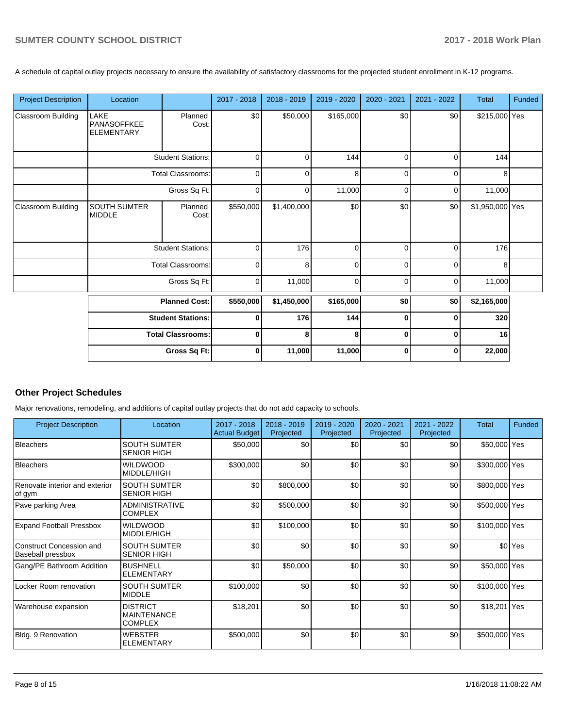A schedule of capital outlay projects necessary to ensure the availability of satisfactory classrooms for the projected student enrollment in K-12 programs.

| Project Description | Location | | 2017 - 2018 | 2018 - 2019 | 2019 - 2020 | 2020 - 2021 | 2021 - 2022 | Total | Funded |
|---|---|---|---|---|---|---|---|---|---|
| Classroom Building | LAKE PANASOFFKEE ELEMENTARY | Planned Cost: | $0 | $50,000 | $165,000 | $0 | $0 | $215,000 | Yes |
| | | Student Stations: | 0 | 0 | 144 | 0 | 0 | 144 | |
| | | Total Classrooms: | 0 | 0 | 8 | 0 | 0 | 8 | |
| | | Gross Sq Ft: | 0 | 0 | 11,000 | 0 | 0 | 11,000 | |
| Classroom Building | SOUTH SUMTER MIDDLE | Planned Cost: | $550,000 | $1,400,000 | $0 | $0 | $0 | $1,950,000 | Yes |
| | | Student Stations: | 0 | 176 | 0 | 0 | 0 | 176 | |
| | | Total Classrooms: | 0 | 8 | 0 | 0 | 0 | 8 | |
| | | Gross Sq Ft: | 0 | 11,000 | 0 | 0 | 0 | 11,000 | |
| | | **Planned Cost:** | **$550,000** | **$1,450,000** | **$165,000** | **$0** | **$0** | **$2,165,000** | |
| | | **Student Stations:** | **0** | **176** | **144** | **0** | **0** | **320** | |
| | | **Total Classrooms:** | **0** | **8** | **8** | **0** | **0** | **16** | |
| | | **Gross Sq Ft:** | **0** | **11,000** | **11,000** | **0** | **0** | **22,000** | |

## Other Project Schedules

Major renovations, remodeling, and additions of capital outlay projects that do not add capacity to schools.

| Project Description | Location | 2017 - 2018 Actual Budget | 2018 - 2019 Projected | 2019 - 2020 Projected | 2020 - 2021 Projected | 2021 - 2022 Projected | Total | Funded |
|---|---|---|---|---|---|---|---|---|
| Bleachers | SOUTH SUMTER SENIOR HIGH | $50,000 | $0 | $0 | $0 | $0 | $50,000 | Yes |
| Bleachers | WILDWOOD MIDDLE/HIGH | $300,000 | $0 | $0 | $0 | $0 | $300,000 | Yes |
| Renovate interior and exterior of gym | SOUTH SUMTER SENIOR HIGH | $0 | $800,000 | $0 | $0 | $0 | $800,000 | Yes |
| Pave parking Area | ADMINISTRATIVE COMPLEX | $0 | $500,000 | $0 | $0 | $0 | $500,000 | Yes |
| Expand Football Pressbox | WILDWOOD MIDDLE/HIGH | $0 | $100,000 | $0 | $0 | $0 | $100,000 | Yes |
| Construct Concession and Baseball pressbox | SOUTH SUMTER SENIOR HIGH | $0 | $0 | $0 | $0 | $0 | $0 | Yes |
| Gang/PE Bathroom Addition | BUSHNELL ELEMENTARY | $0 | $50,000 | $0 | $0 | $0 | $50,000 | Yes |
| Locker Room renovation | SOUTH SUMTER MIDDLE | $100,000 | $0 | $0 | $0 | $0 | $100,000 | Yes |
| Warehouse expansion | DISTRICT MAINTENANCE COMPLEX | $18,201 | $0 | $0 | $0 | $0 | $18,201 | Yes |
| Bldg. 9 Renovation | WEBSTER ELEMENTARY | $500,000 | $0 | $0 | $0 | $0 | $500,000 | Yes |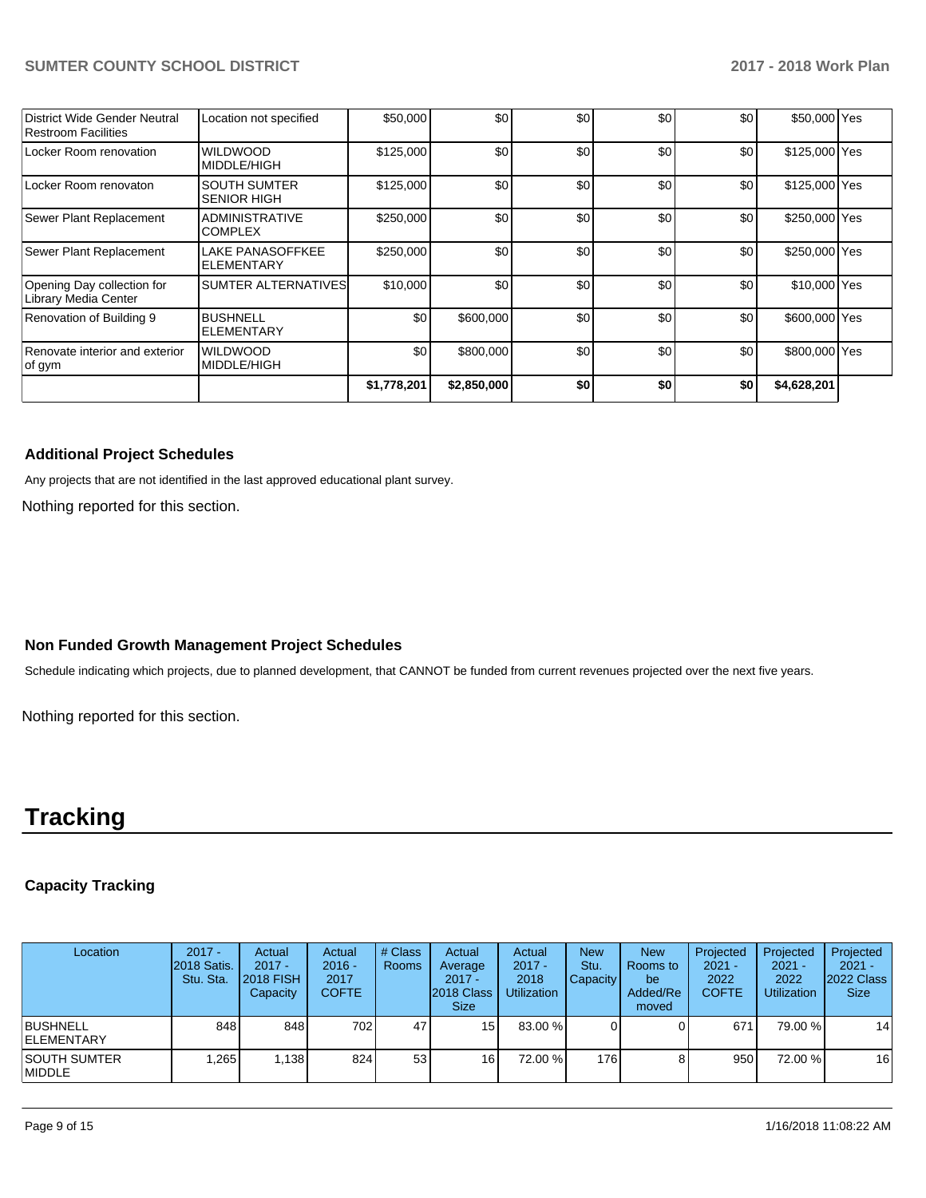| | | | | | | | | |
|---|---|---|---|---|---|---|---|---|
| District Wide Gender Neutral Restroom Facilities | Location not specified | $50,000 | $0 | $0 | $0 | $0 | $50,000 | Yes |
| Locker Room renovation | WILDWOOD MIDDLE/HIGH | $125,000 | $0 | $0 | $0 | $0 | $125,000 | Yes |
| Locker Room renovaton | SOUTH SUMTER SENIOR HIGH | $125,000 | $0 | $0 | $0 | $0 | $125,000 | Yes |
| Sewer Plant Replacement | ADMINISTRATIVE COMPLEX | $250,000 | $0 | $0 | $0 | $0 | $250,000 | Yes |
| Sewer Plant Replacement | LAKE PANASOFFKEE ELEMENTARY | $250,000 | $0 | $0 | $0 | $0 | $250,000 | Yes |
| Opening Day collection for Library Media Center | SUMTER ALTERNATIVES | $10,000 | $0 | $0 | $0 | $0 | $10,000 | Yes |
| Renovation of Building 9 | BUSHNELL ELEMENTARY | $0 | $600,000 | $0 | $0 | $0 | $600,000 | Yes |
| Renovate interior and exterior of gym | WILDWOOD MIDDLE/HIGH | $0 | $800,000 | $0 | $0 | $0 | $800,000 | Yes |
| | | **$1,778,201** | **$2,850,000** | **$0** | **$0** | **$0** | **$4,628,201** | |

### Additional Project Schedules

Any projects that are not identified in the last approved educational plant survey.

Nothing reported for this section.

### Non Funded Growth Management Project Schedules

Schedule indicating which projects, due to planned development, that CANNOT be funded from current revenues projected over the next five years.

Nothing reported for this section.

# Tracking

### Capacity Tracking

| Location | 2017 - 2018 Satis. Stu. Sta. | Actual 2017 - 2018 FISH Capacity | Actual 2016 - 2017 COFTE | # Class Rooms | Actual Average 2017 - 2018 Class Size | Actual 2017 - 2018 Utilization | New Stu. Capacity | New Rooms to be Added/Removed | Projected 2021 - 2022 COFTE | Projected 2021 - 2022 Utilization | Projected 2021 - 2022 Class Size |
|---|---|---|---|---|---|---|---|---|---|---|---|
| BUSHNELL ELEMENTARY | 848 | 848 | 702 | 47 | 15 | 83.00 % | 0 | 0 | 671 | 79.00 % | 14 |
| SOUTH SUMTER MIDDLE | 1,265 | 1,138 | 824 | 53 | 16 | 72.00 % | 176 | 8 | 950 | 72.00 % | 16 |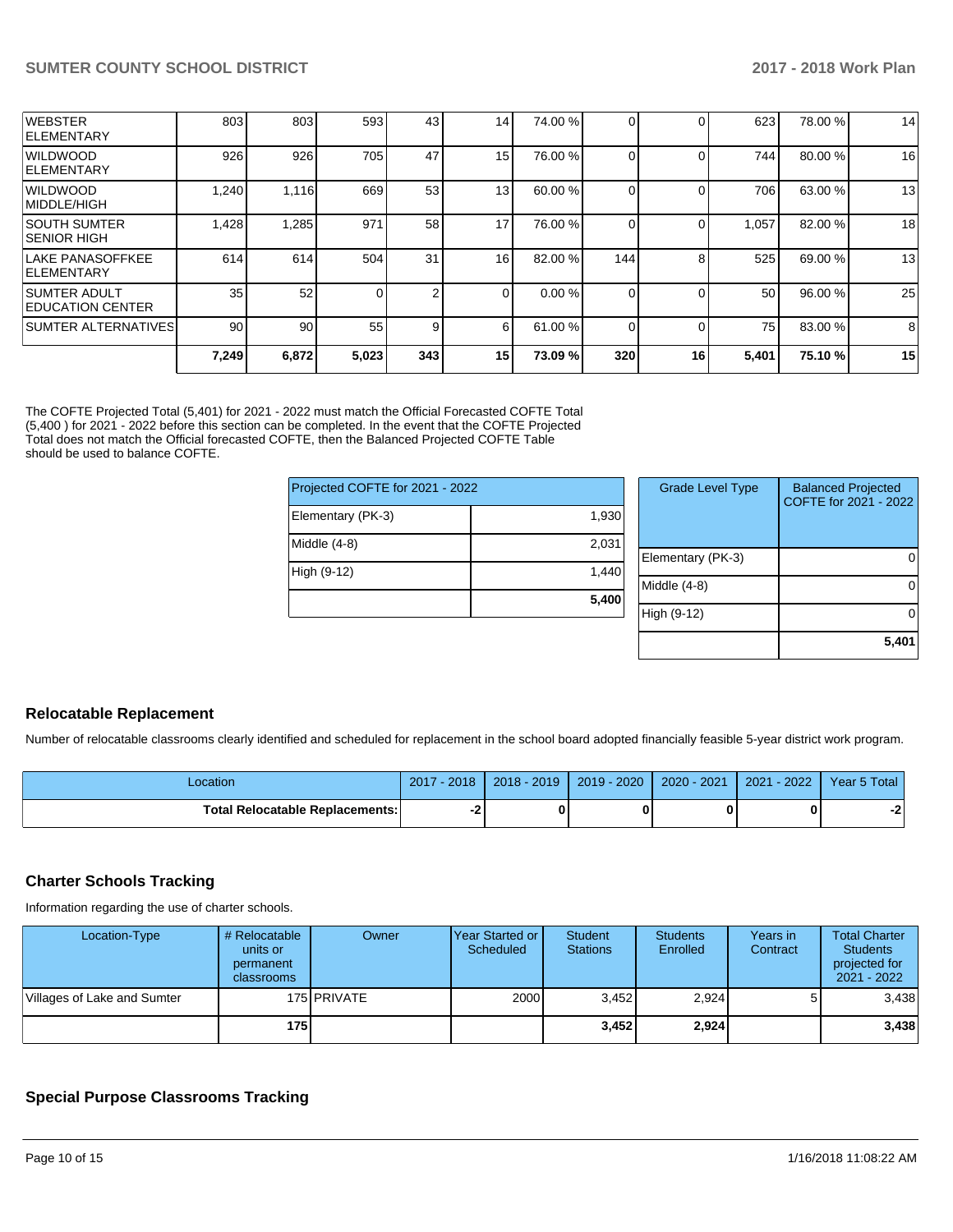| | | | | | | | | | | | |
|---|---|---|---|---|---|---|---|---|---|---|---|
| WEBSTER ELEMENTARY | 803 | 803 | 593 | 43 | 14 | 74.00 % | 0 | 0 | 623 | 78.00 % | 14 |
| WILDWOOD ELEMENTARY | 926 | 926 | 705 | 47 | 15 | 76.00 % | 0 | 0 | 744 | 80.00 % | 16 |
| WILDWOOD MIDDLE/HIGH | 1,240 | 1,116 | 669 | 53 | 13 | 60.00 % | 0 | 0 | 706 | 63.00 % | 13 |
| SOUTH SUMTER SENIOR HIGH | 1,428 | 1,285 | 971 | 58 | 17 | 76.00 % | 0 | 0 | 1,057 | 82.00 % | 18 |
| LAKE PANASOFFKEE ELEMENTARY | 614 | 614 | 504 | 31 | 16 | 82.00 % | 144 | 8 | 525 | 69.00 % | 13 |
| SUMTER ADULT EDUCATION CENTER | 35 | 52 | 0 | 2 | 0 | 0.00 % | 0 | 0 | 50 | 96.00 % | 25 |
| SUMTER ALTERNATIVES | 90 | 90 | 55 | 9 | 6 | 61.00 % | 0 | 0 | 75 | 83.00 % | 8 |
| | **7,249** | **6,872** | **5,023** | **343** | **15** | **73.09 %** | **320** | **16** | **5,401** | **75.10 %** | **15** |

The COFTE Projected Total (5,401) for 2021 - 2022 must match the Official Forecasted COFTE Total (5,400 ) for 2021 - 2022 before this section can be completed. In the event that the COFTE Projected Total does not match the Official forecasted COFTE, then the Balanced Projected COFTE Table should be used to balance COFTE.

| Projected COFTE for 2021 - 2022 | |
|---|---|
| Elementary (PK-3) | 1,930 |
| Middle (4-8) | 2,031 |
| High (9-12) | 1,440 |
| | **5,400** |

| Grade Level Type | Balanced Projected COFTE for 2021 - 2022 |
|---|---|
| Elementary (PK-3) | 0 |
| Middle (4-8) | 0 |
| High (9-12) | 0 |
| | **5,401** |

## Relocatable Replacement

Number of relocatable classrooms clearly identified and scheduled for replacement in the school board adopted financially feasible 5-year district work program.

| Location | 2017 - 2018 | 2018 - 2019 | 2019 - 2020 | 2020 - 2021 | 2021 - 2022 | Year 5 Total |
|---|---|---|---|---|---|---|
| **Total Relocatable Replacements:** | **-2** | **0** | **0** | **0** | **0** | **-2** |

## Charter Schools Tracking

Information regarding the use of charter schools.

| Location-Type | # Relocatable units or permanent classrooms | Owner | Year Started or Scheduled | Student Stations | Students Enrolled | Years in Contract | Total Charter Students projected for 2021 - 2022 |
|---|---|---|---|---|---|---|---|
| Villages of Lake and Sumter | 175 | PRIVATE | 2000 | 3,452 | 2,924 | 5 | 3,438 |
| | **175** | | | **3,452** | **2,924** | | **3,438** |

## Special Purpose Classrooms Tracking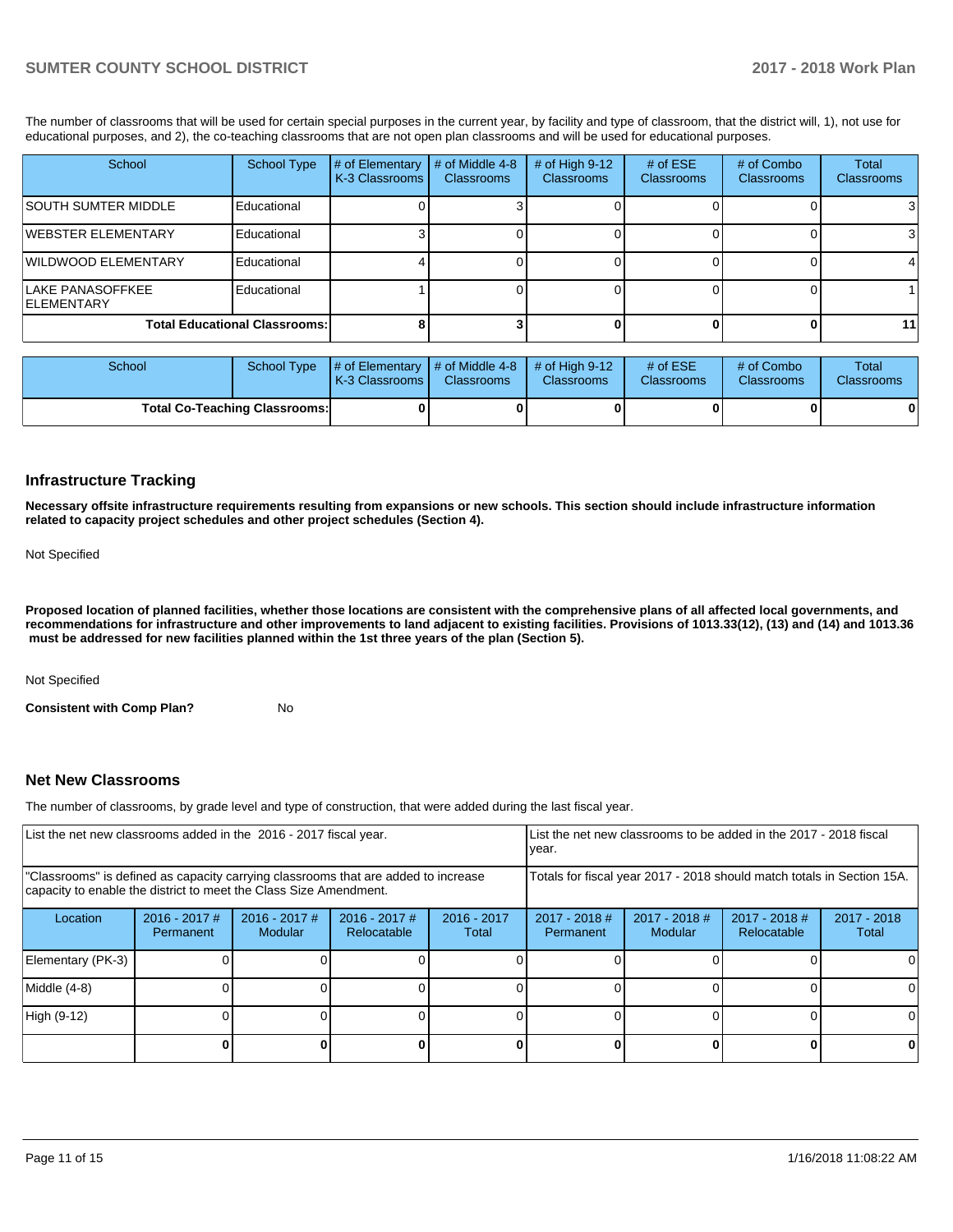The number of classrooms that will be used for certain special purposes in the current year, by facility and type of classroom, that the district will, 1), not use for educational purposes, and 2), the co-teaching classrooms that are not open plan classrooms and will be used for educational purposes.

| School | School Type | # of Elementary K-3 Classrooms | # of Middle 4-8 Classrooms | # of High 9-12 Classrooms | # of ESE Classrooms | # of Combo Classrooms | Total Classrooms |
|---|---|---|---|---|---|---|---|
| SOUTH SUMTER MIDDLE | Educational | 0 | 3 | 0 | 0 | 0 | 3 |
| WEBSTER ELEMENTARY | Educational | 3 | 0 | 0 | 0 | 0 | 3 |
| WILDWOOD ELEMENTARY | Educational | 4 | 0 | 0 | 0 | 0 | 4 |
| LAKE PANASOFFKEE ELEMENTARY | Educational | 1 | 0 | 0 | 0 | 0 | 1 |
| **Total Educational Classrooms:** | | **8** | **3** | **0** | **0** | **0** | **11** |

| School | School Type | # of Elementary K-3 Classrooms | # of Middle 4-8 Classrooms | # of High 9-12 Classrooms | # of ESE Classrooms | # of Combo Classrooms | Total Classrooms |
|---|---|---|---|---|---|---|---|
| **Total Co-Teaching Classrooms:** | | **0** | **0** | **0** | **0** | **0** | **0** |

## Infrastructure Tracking

**Necessary offsite infrastructure requirements resulting from expansions or new schools. This section should include infrastructure information related to capacity project schedules and other project schedules (Section 4).**

Not Specified

**Proposed location of planned facilities, whether those locations are consistent with the comprehensive plans of all affected local governments, and recommendations for infrastructure and other improvements to land adjacent to existing facilities. Provisions of 1013.33(12), (13) and (14) and 1013.36 must be addressed for new facilities planned within the 1st three years of the plan (Section 5).**

Not Specified

**Consistent with Comp Plan?** No

## Net New Classrooms

The number of classrooms, by grade level and type of construction, that were added during the last fiscal year.

| List the net new classrooms added in the 2016 - 2017 fiscal year. | | | | | List the net new classrooms to be added in the 2017 - 2018 fiscal year. | | | |
|---|---|---|---|---|---|---|---|---|
| "Classrooms" is defined as capacity carrying classrooms that are added to increase capacity to enable the district to meet the Class Size Amendment. | | | | | Totals for fiscal year 2017 - 2018 should match totals in Section 15A. | | | |
| Location | 2016 - 2017 # Permanent | 2016 - 2017 # Modular | 2016 - 2017 # Relocatable | 2016 - 2017 Total | 2017 - 2018 # Permanent | 2017 - 2018 # Modular | 2017 - 2018 # Relocatable | 2017 - 2018 Total |
| Elementary (PK-3) | 0 | 0 | 0 | 0 | 0 | 0 | 0 | 0 |
| Middle (4-8) | 0 | 0 | 0 | 0 | 0 | 0 | 0 | 0 |
| High (9-12) | 0 | 0 | 0 | 0 | 0 | 0 | 0 | 0 |
| | **0** | **0** | **0** | **0** | **0** | **0** | **0** | **0** |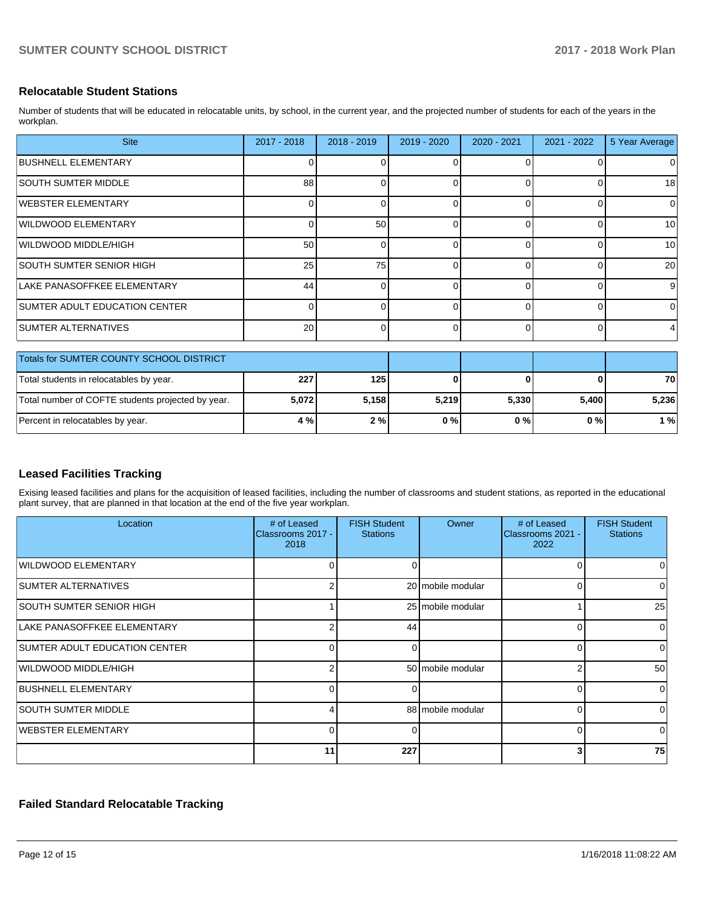## Relocatable Student Stations

Number of students that will be educated in relocatable units, by school, in the current year, and the projected number of students for each of the years in the workplan.

| Site | 2017 - 2018 | 2018 - 2019 | 2019 - 2020 | 2020 - 2021 | 2021 - 2022 | 5 Year Average |
|---|---|---|---|---|---|---|
| BUSHNELL ELEMENTARY | 0 | 0 | 0 | 0 | 0 | 0 |
| SOUTH SUMTER MIDDLE | 88 | 0 | 0 | 0 | 0 | 18 |
| WEBSTER ELEMENTARY | 0 | 0 | 0 | 0 | 0 | 0 |
| WILDWOOD ELEMENTARY | 0 | 50 | 0 | 0 | 0 | 10 |
| WILDWOOD MIDDLE/HIGH | 50 | 0 | 0 | 0 | 0 | 10 |
| SOUTH SUMTER SENIOR HIGH | 25 | 75 | 0 | 0 | 0 | 20 |
| LAKE PANASOFFKEE ELEMENTARY | 44 | 0 | 0 | 0 | 0 | 9 |
| SUMTER ADULT EDUCATION CENTER | 0 | 0 | 0 | 0 | 0 | 0 |
| SUMTER ALTERNATIVES | 20 | 0 | 0 | 0 | 0 | 4 |

| Totals for SUMTER COUNTY SCHOOL DISTRICT | | | | | | |
|---|---|---|---|---|---|---|
| Total students in relocatables by year. | **227** | **125** | **0** | **0** | **0** | **70** |
| Total number of COFTE students projected by year. | **5,072** | **5,158** | **5,219** | **5,330** | **5,400** | **5,236** |
| Percent in relocatables by year. | **4 %** | **2 %** | **0 %** | **0 %** | **0 %** | **1 %** |

## Leased Facilities Tracking

Exising leased facilities and plans for the acquisition of leased facilities, including the number of classrooms and student stations, as reported in the educational plant survey, that are planned in that location at the end of the five year workplan.

| Location | # of Leased Classrooms 2017 - 2018 | FISH Student Stations | Owner | # of Leased Classrooms 2021 - 2022 | FISH Student Stations |
|---|---|---|---|---|---|
| WILDWOOD ELEMENTARY | 0 | 0 | | 0 | 0 |
| SUMTER ALTERNATIVES | 2 | 20 | mobile modular | 0 | 0 |
| SOUTH SUMTER SENIOR HIGH | 1 | 25 | mobile modular | 1 | 25 |
| LAKE PANASOFFKEE ELEMENTARY | 2 | 44 | | 0 | 0 |
| SUMTER ADULT EDUCATION CENTER | 0 | 0 | | 0 | 0 |
| WILDWOOD MIDDLE/HIGH | 2 | 50 | mobile modular | 2 | 50 |
| BUSHNELL ELEMENTARY | 0 | 0 | | 0 | 0 |
| SOUTH SUMTER MIDDLE | 4 | 88 | mobile modular | 0 | 0 |
| WEBSTER ELEMENTARY | 0 | 0 | | 0 | 0 |
| | **11** | **227** | | **3** | **75** |

## Failed Standard Relocatable Tracking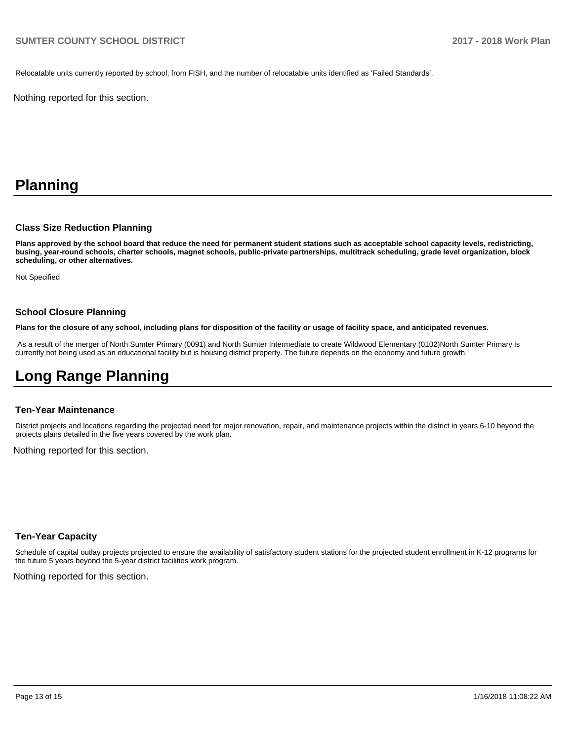Relocatable units currently reported by school, from FISH, and the number of relocatable units identified as 'Failed Standards'.

Nothing reported for this section.

# Planning

### Class Size Reduction Planning

**Plans approved by the school board that reduce the need for permanent student stations such as acceptable school capacity levels, redistricting, busing, year-round schools, charter schools, magnet schools, public-private partnerships, multitrack scheduling, grade level organization, block scheduling, or other alternatives.**

Not Specified

### School Closure Planning

**Plans for the closure of any school, including plans for disposition of the facility or usage of facility space, and anticipated revenues.**

As a result of the merger of North Sumter Primary (0091) and North Sumter Intermediate to create Wildwood Elementary (0102)North Sumter Primary is currently not being used as an educational facility but is housing district property. The future depends on the economy and future growth.

# Long Range Planning

### Ten-Year Maintenance

District projects and locations regarding the projected need for major renovation, repair, and maintenance projects within the district in years 6-10 beyond the projects plans detailed in the five years covered by the work plan.

Nothing reported for this section.

### Ten-Year Capacity

Schedule of capital outlay projects projected to ensure the availability of satisfactory student stations for the projected student enrollment in K-12 programs for the future 5 years beyond the 5-year district facilities work program.

Nothing reported for this section.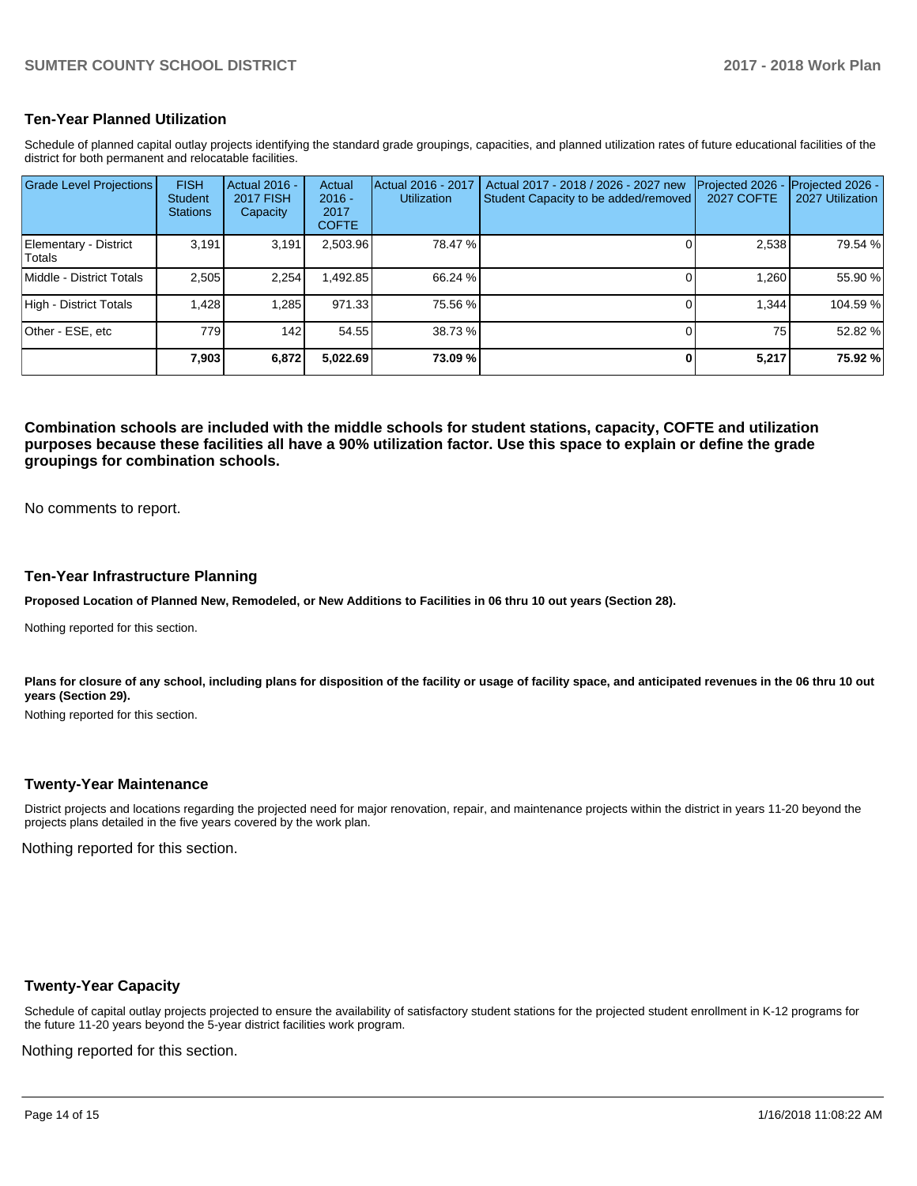## Ten-Year Planned Utilization

Schedule of planned capital outlay projects identifying the standard grade groupings, capacities, and planned utilization rates of future educational facilities of the district for both permanent and relocatable facilities.

| Grade Level Projections | FISH Student Stations | Actual 2016 - 2017 FISH Capacity | Actual 2016 - 2017 COFTE | Actual 2016 - 2017 Utilization | Actual 2017 - 2018 / 2026 - 2027 new Student Capacity to be added/removed | Projected 2026 - 2027 COFTE | Projected 2026 - 2027 Utilization |
|---|---|---|---|---|---|---|---|
| Elementary - District Totals | 3,191 | 3,191 | 2,503.96 | 78.47 % | 0 | 2,538 | 79.54 % |
| Middle - District Totals | 2,505 | 2,254 | 1,492.85 | 66.24 % | 0 | 1,260 | 55.90 % |
| High - District Totals | 1,428 | 1,285 | 971.33 | 75.56 % | 0 | 1,344 | 104.59 % |
| Other - ESE, etc | 779 | 142 | 54.55 | 38.73 % | 0 | 75 | 52.82 % |
| | **7,903** | **6,872** | **5,022.69** | **73.09 %** | **0** | **5,217** | **75.92 %** |

**Combination schools are included with the middle schools for student stations, capacity, COFTE and utilization purposes because these facilities all have a 90% utilization factor. Use this space to explain or define the grade groupings for combination schools.**

No comments to report.

## Ten-Year Infrastructure Planning

**Proposed Location of Planned New, Remodeled, or New Additions to Facilities in 06 thru 10 out years (Section 28).**

Nothing reported for this section.

**Plans for closure of any school, including plans for disposition of the facility or usage of facility space, and anticipated revenues in the 06 thru 10 out years (Section 29).**

Nothing reported for this section.

## Twenty-Year Maintenance

District projects and locations regarding the projected need for major renovation, repair, and maintenance projects within the district in years 11-20 beyond the projects plans detailed in the five years covered by the work plan.

Nothing reported for this section.

## Twenty-Year Capacity

Schedule of capital outlay projects projected to ensure the availability of satisfactory student stations for the projected student enrollment in K-12 programs for the future 11-20 years beyond the 5-year district facilities work program.

Nothing reported for this section.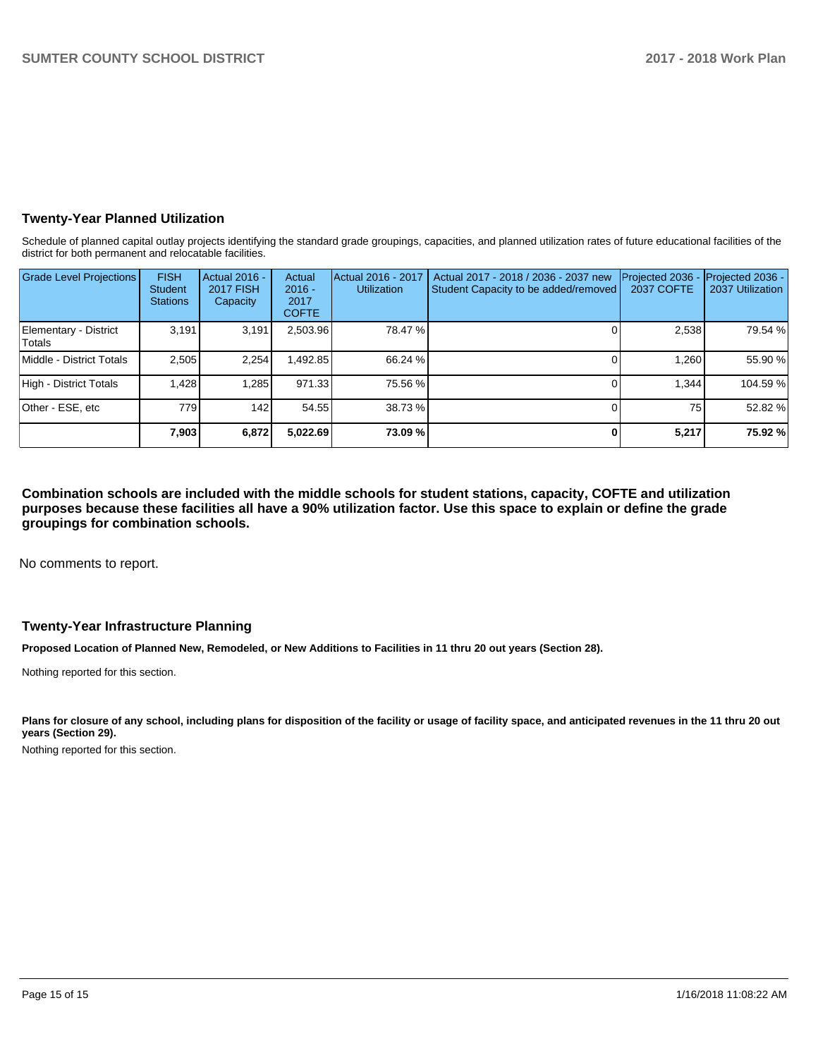## Twenty-Year Planned Utilization

Schedule of planned capital outlay projects identifying the standard grade groupings, capacities, and planned utilization rates of future educational facilities of the district for both permanent and relocatable facilities.

| Grade Level Projections | FISH Student Stations | Actual 2016 - 2017 FISH Capacity | Actual 2016 - 2017 COFTE | Actual 2016 - 2017 Utilization | Actual 2017 - 2018 / 2036 - 2037 new Student Capacity to be added/removed | Projected 2036 - 2037 COFTE | Projected 2036 - 2037 Utilization |
|---|---|---|---|---|---|---|---|
| Elementary - District Totals | 3,191 | 3,191 | 2,503.96 | 78.47 % | 0 | 2,538 | 79.54 % |
| Middle - District Totals | 2,505 | 2,254 | 1,492.85 | 66.24 % | 0 | 1,260 | 55.90 % |
| High - District Totals | 1,428 | 1,285 | 971.33 | 75.56 % | 0 | 1,344 | 104.59 % |
| Other - ESE, etc | 779 | 142 | 54.55 | 38.73 % | 0 | 75 | 52.82 % |
| | **7,903** | **6,872** | **5,022.69** | **73.09 %** | **0** | **5,217** | **75.92 %** |

**Combination schools are included with the middle schools for student stations, capacity, COFTE and utilization purposes because these facilities all have a 90% utilization factor. Use this space to explain or define the grade groupings for combination schools.**

No comments to report.

## Twenty-Year Infrastructure Planning

**Proposed Location of Planned New, Remodeled, or New Additions to Facilities in 11 thru 20 out years (Section 28).**

Nothing reported for this section.

**Plans for closure of any school, including plans for disposition of the facility or usage of facility space, and anticipated revenues in the 11 thru 20 out years (Section 29).**

Nothing reported for this section.